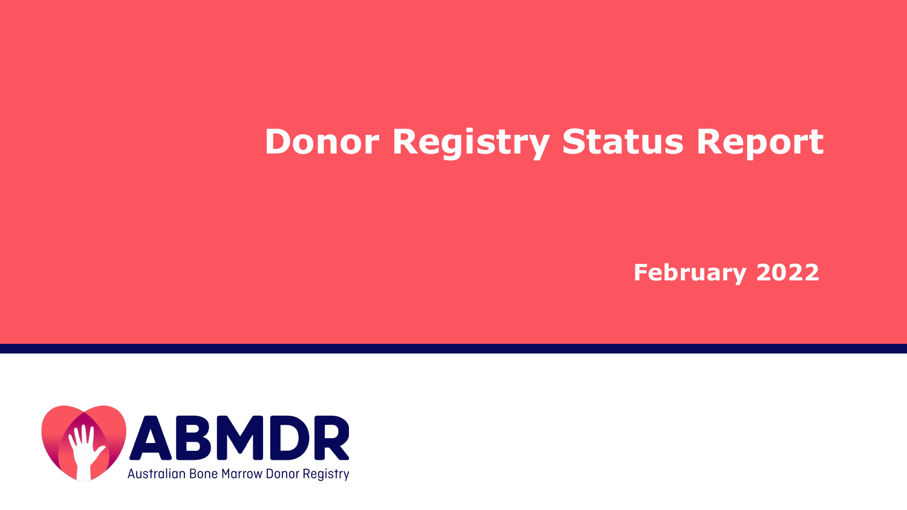# Donor Registry Status Report

**February 2022**

ABMDR

Australian Bone Marrow Donor Registry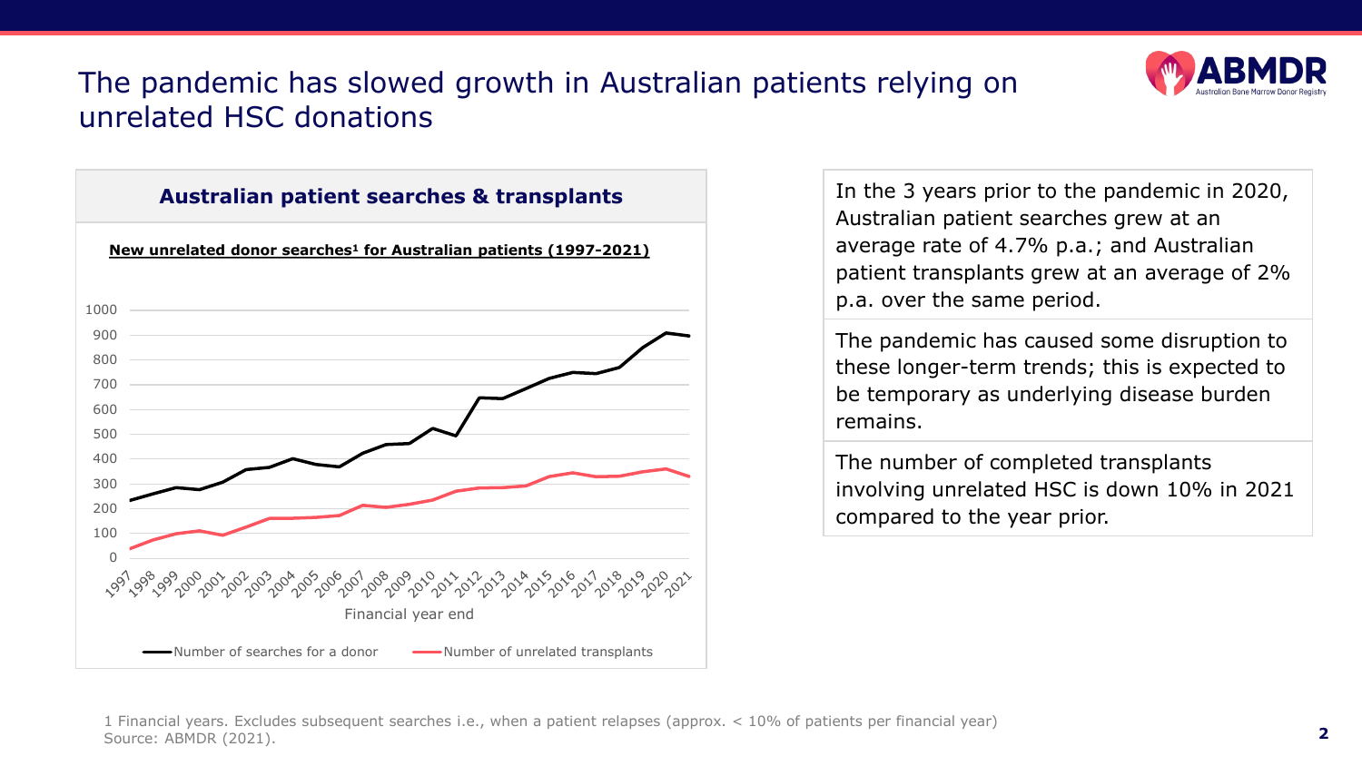# The pandemic has slowed growth in Australian patients relying on unrelated HSC donations

**Australian patient searches & transplants**

**New unrelated donor searches[1] for Australian patients (1997-2021)**

In the 3 years prior to the pandemic in 2020, Australian patient searches grew at an average rate of 4.7% p.a.; and Australian patient transplants grew at an average of 2% p.a. over the same period.

The pandemic has caused some disruption to these longer-term trends; this is expected to be temporary as underlying disease burden remains.

The number of completed transplants involving unrelated HSC is down 10% in 2021 compared to the year prior.

1 Financial years. Excludes subsequent searches i.e., when a patient relapses (approx. < 10% of patients per financial year)
Source: ABMDR (2021).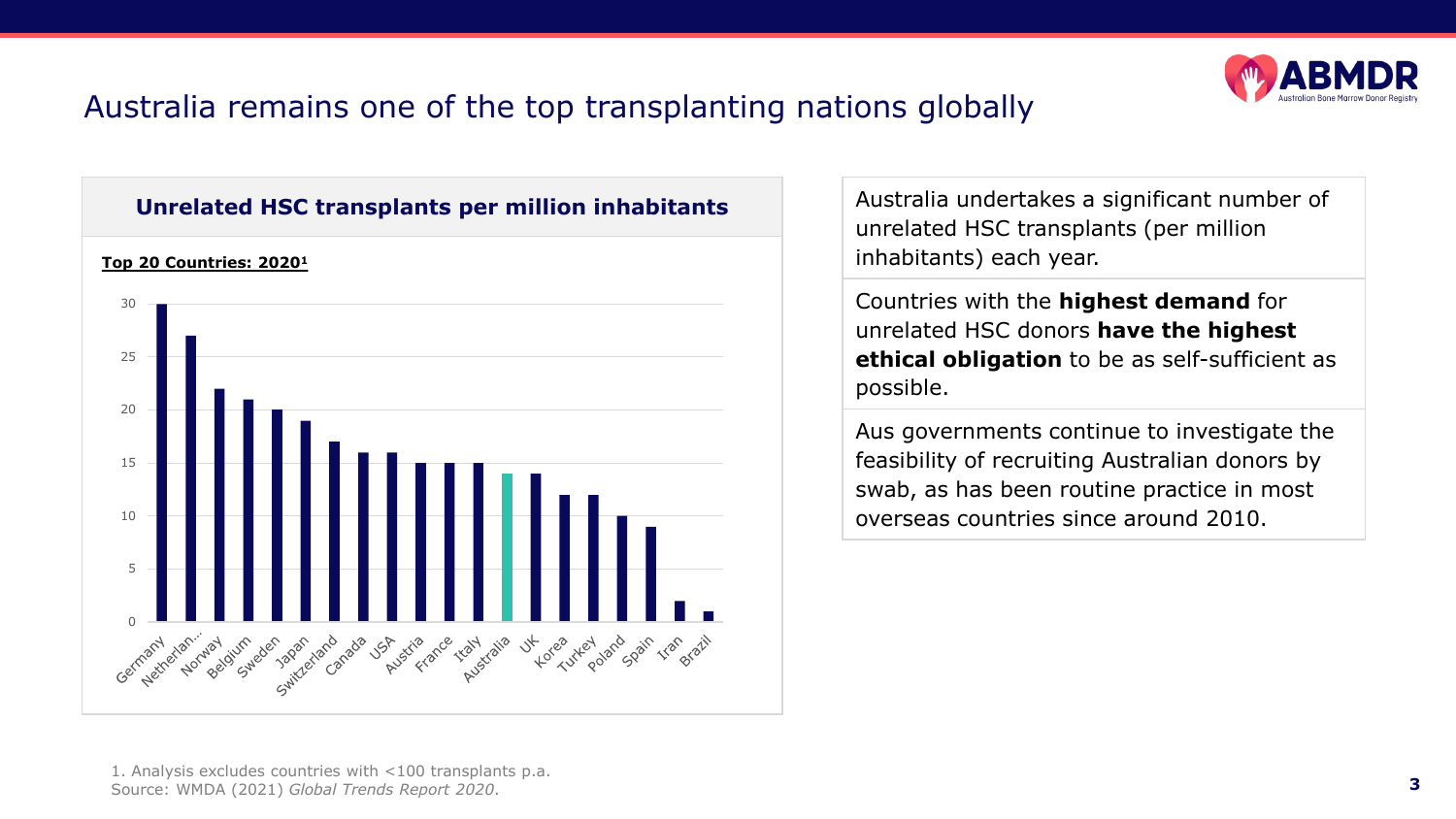# Australia remains one of the top transplanting nations globally

## Unrelated HSC transplants per million inhabitants

**Top 20 Countries: 2020[1]**

| Country | Unrelated HSC transplants per million inhabitants |
|---|---|
| Germany | 30 |
| Netherlan... | 27 |
| Norway | 22 |
| Belgium | 21 |
| Sweden | 20 |
| Japan | 19 |
| Switzerland | 17 |
| Canada | 16 |
| USA | 16 |
| Austria | 15 |
| France | 15 |
| Italy | 15 |
| Australia | 14 |
| UK | 14 |
| Korea | 12 |
| Turkey | 12 |
| Poland | 10 |
| Spain | 9 |
| Iran | 2 |
| Brazil | 1 |

Australia undertakes a significant number of unrelated HSC transplants (per million inhabitants) each year.

Countries with the **highest demand** for unrelated HSC donors **have the highest ethical obligation** to be as self-sufficient as possible.

Aus governments continue to investigate the feasibility of recruiting Australian donors by swab, as has been routine practice in most overseas countries since around 2010.

1. Analysis excludes countries with <100 transplants p.a.
Source: WMDA (2021) *Global Trends Report 2020*.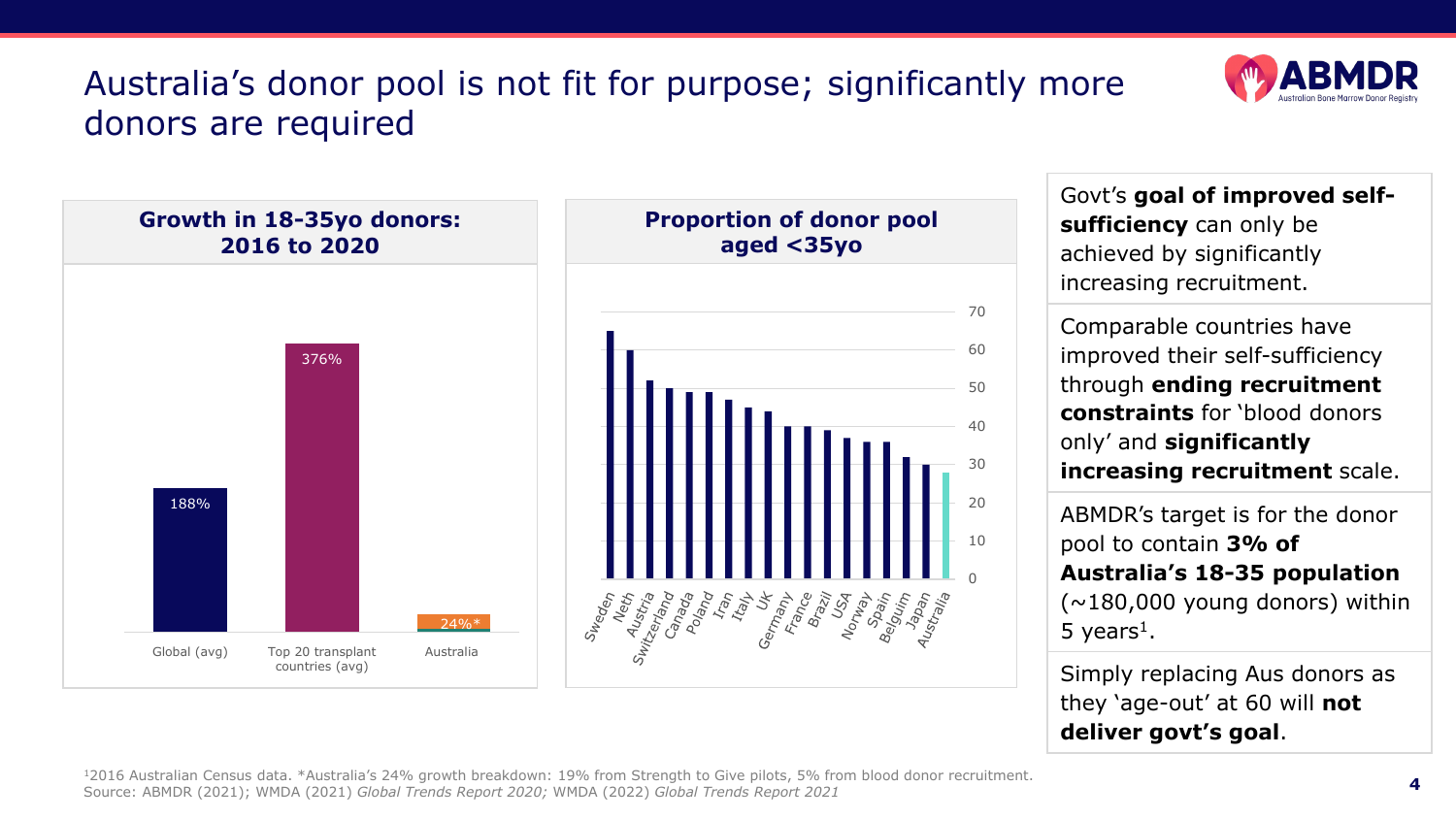# Australia's donor pool is not fit for purpose; significantly more donors are required

### Growth in 18-35yo donors: 2016 to 2020

| | Growth |
|---|---|
| Global (avg) | 188% |
| Top 20 transplant countries (avg) | 376% |
| Australia | 24%* |

### Proportion of donor pool aged <35yo

Sweden, Neth, Austria, Switzerland, Canada, Poland, Iran, Italy, UK, Germany, France, Brazil, USA, Norway, Spain, Belgium, Japan, Australia

Govt's **goal of improved self-sufficiency** can only be achieved by significantly increasing recruitment.

Comparable countries have improved their self-sufficiency through **ending recruitment constraints** for 'blood donors only' and **significantly increasing recruitment** scale.

ABMDR's target is for the donor pool to contain **3% of Australia's 18-35 population** (~180,000 young donors) within 5 years[1].

Simply replacing Aus donors as they 'age-out' at 60 will **not deliver govt's goal**.

[1]2016 Australian Census data. *Australia's 24% growth breakdown: 19% from Strength to Give pilots, 5% from blood donor recruitment.
Source: ABMDR (2021); WMDA (2021) *Global Trends Report 2020;* WMDA (2022) *Global Trends Report 2021*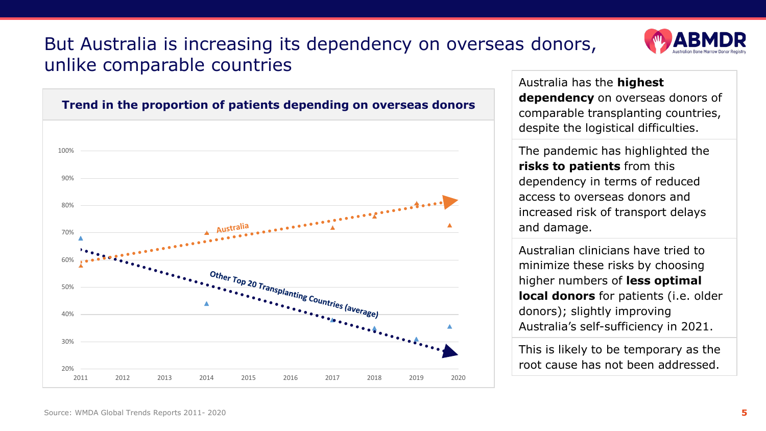# But Australia is increasing its dependency on overseas donors, unlike comparable countries

**Trend in the proportion of patients depending on overseas donors**

Australia has the **highest dependency** on overseas donors of comparable transplanting countries, despite the logistical difficulties.

The pandemic has highlighted the **risks to patients** from this dependency in terms of reduced access to overseas donors and increased risk of transport delays and damage.

Australian clinicians have tried to minimize these risks by choosing higher numbers of **less optimal local donors** for patients (i.e. older donors); slightly improving Australia's self-sufficiency in 2021.

This is likely to be temporary as the root cause has not been addressed.

Source: WMDA Global Trends Reports 2011- 2020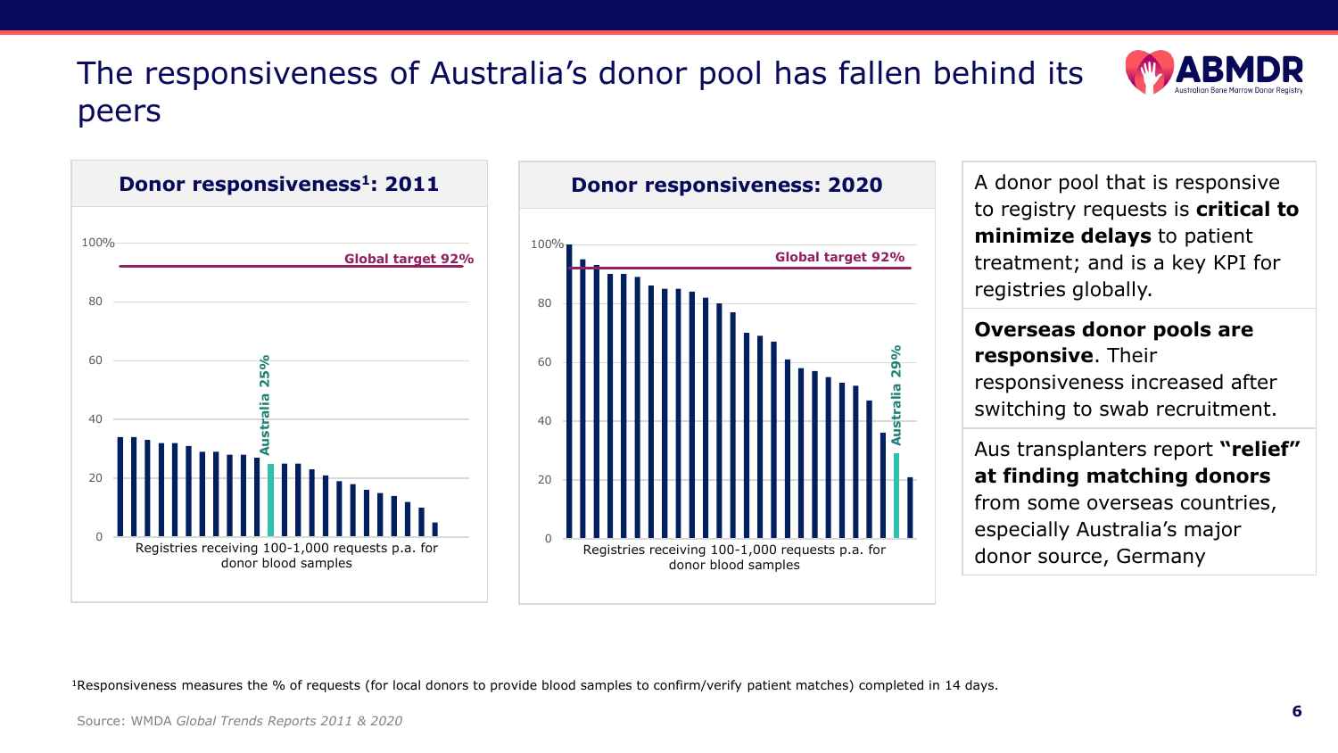# The responsiveness of Australia's donor pool has fallen behind its peers

**Donor responsiveness[1]: 2011**

100%, 80, 60, 40, 20, 0

Global target 92%

Australia 25%

Registries receiving 100-1,000 requests p.a. for donor blood samples

**Donor responsiveness: 2020**

100%, 80, 60, 40, 20, 0

Global target 92%

Australia 29%

Registries receiving 100-1,000 requests p.a. for donor blood samples

A donor pool that is responsive to registry requests is **critical to minimize delays** to patient treatment; and is a key KPI for registries globally.

**Overseas donor pools are responsive**. Their responsiveness increased after switching to swab recruitment.

Aus transplanters report **"relief" at finding matching donors** from some overseas countries, especially Australia's major donor source, Germany

[1]Responsiveness measures the % of requests (for local donors to provide blood samples to confirm/verify patient matches) completed in 14 days.

Source: WMDA *Global Trends Reports 2011 & 2020*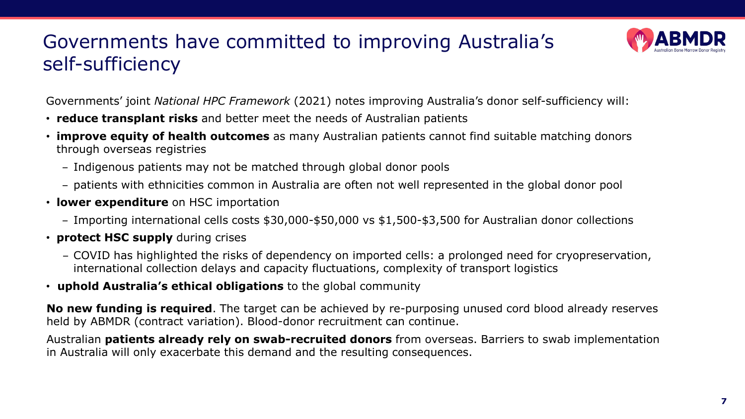# Governments have committed to improving Australia's self-sufficiency

Governments' joint *National HPC Framework* (2021) notes improving Australia's donor self-sufficiency will:

- **reduce transplant risks** and better meet the needs of Australian patients
- **improve equity of health outcomes** as many Australian patients cannot find suitable matching donors through overseas registries
  - Indigenous patients may not be matched through global donor pools
  - patients with ethnicities common in Australia are often not well represented in the global donor pool
- **lower expenditure** on HSC importation
  - Importing international cells costs $30,000-$50,000 vs $1,500-$3,500 for Australian donor collections
- **protect HSC supply** during crises
  - COVID has highlighted the risks of dependency on imported cells: a prolonged need for cryopreservation, international collection delays and capacity fluctuations, complexity of transport logistics
- **uphold Australia's ethical obligations** to the global community

**No new funding is required**. The target can be achieved by re-purposing unused cord blood already reserves held by ABMDR (contract variation). Blood-donor recruitment can continue.

Australian **patients already rely on swab-recruited donors** from overseas. Barriers to swab implementation in Australia will only exacerbate this demand and the resulting consequences.